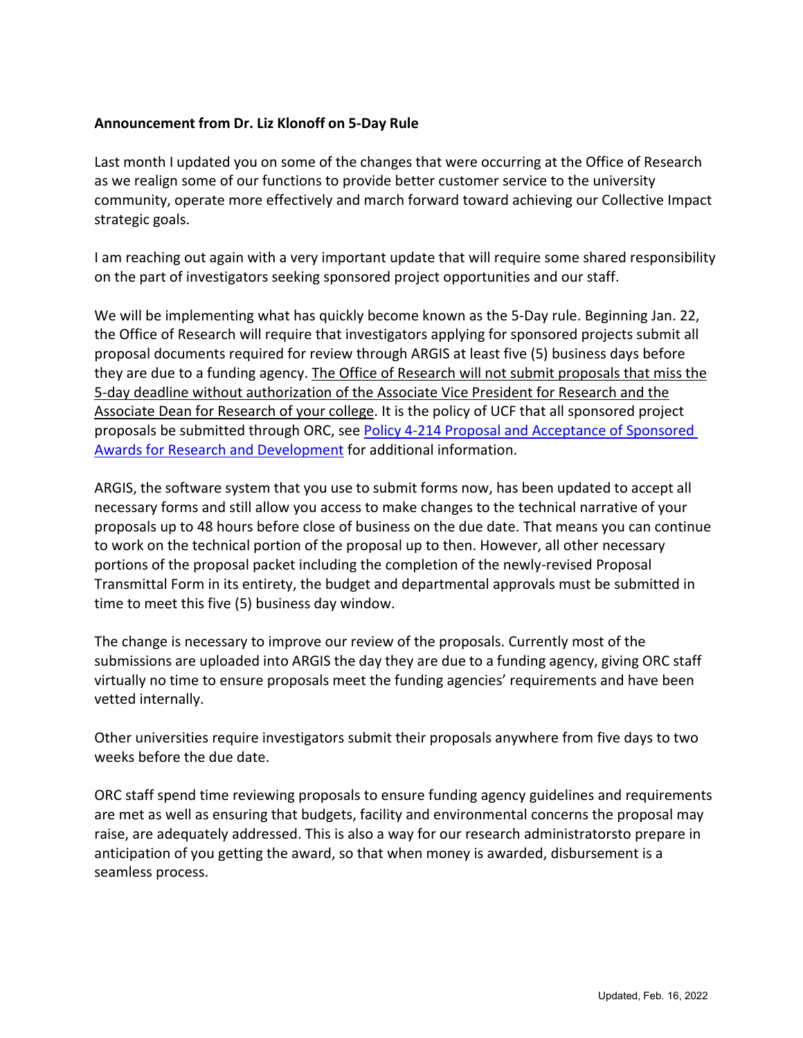**Announcement from Dr. Liz Klonoff on 5-Day Rule**

Last month I updated you on some of the changes that were occurring at the Office of Research as we realign some of our functions to provide better customer service to the university community, operate more effectively and march forward toward achieving our Collective Impact strategic goals.

I am reaching out again with a very important update that will require some shared responsibility on the part of investigators seeking sponsored project opportunities and our staff.

We will be implementing what has quickly become known as the 5-Day rule. Beginning Jan. 22, the Office of Research will require that investigators applying for sponsored projects submit all proposal documents required for review through ARGIS at least five (5) business days before they are due to a funding agency. The Office of Research will not submit proposals that miss the 5-day deadline without authorization of the Associate Vice President for Research and the Associate Dean for Research of your college. It is the policy of UCF that all sponsored project proposals be submitted through ORC, see Policy 4-214 Proposal and Acceptance of Sponsored Awards for Research and Development for additional information.

ARGIS, the software system that you use to submit forms now, has been updated to accept all necessary forms and still allow you access to make changes to the technical narrative of your proposals up to 48 hours before close of business on the due date. That means you can continue to work on the technical portion of the proposal up to then. However, all other necessary portions of the proposal packet including the completion of the newly-revised Proposal Transmittal Form in its entirety, the budget and departmental approvals must be submitted in time to meet this five (5) business day window.

The change is necessary to improve our review of the proposals. Currently most of the submissions are uploaded into ARGIS the day they are due to a funding agency, giving ORC staff virtually no time to ensure proposals meet the funding agencies' requirements and have been vetted internally.

Other universities require investigators submit their proposals anywhere from five days to two weeks before the due date.

ORC staff spend time reviewing proposals to ensure funding agency guidelines and requirements are met as well as ensuring that budgets, facility and environmental concerns the proposal may raise, are adequately addressed. This is also a way for our research administratorsto prepare in anticipation of you getting the award, so that when money is awarded, disbursement is a seamless process.

Updated, Feb. 16, 2022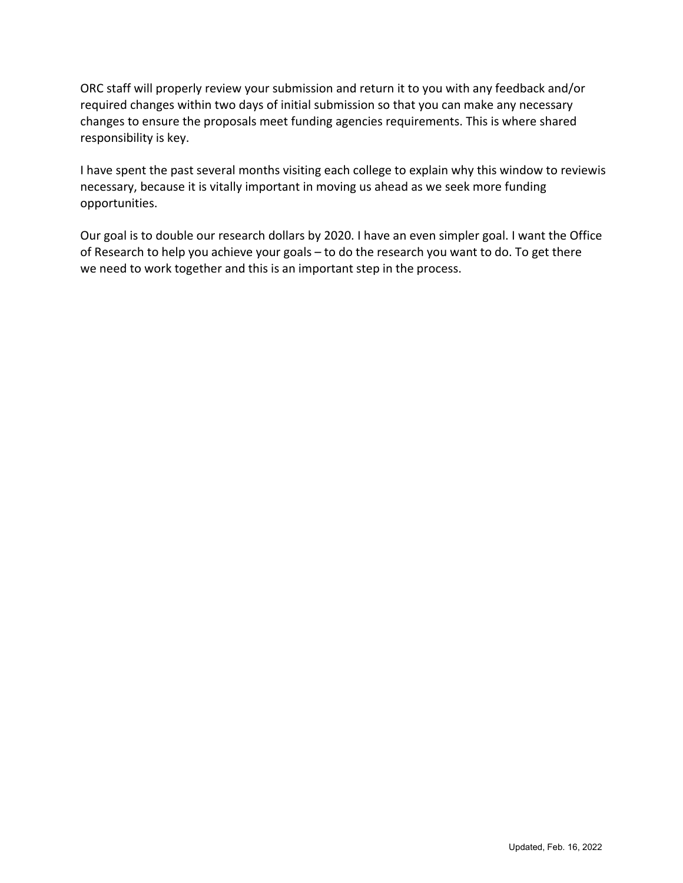ORC staff will properly review your submission and return it to you with any feedback and/or required changes within two days of initial submission so that you can make any necessary changes to ensure the proposals meet funding agencies requirements. This is where shared responsibility is key.

I have spent the past several months visiting each college to explain why this window to reviewis necessary, because it is vitally important in moving us ahead as we seek more funding opportunities.

Our goal is to double our research dollars by 2020. I have an even simpler goal. I want the Office of Research to help you achieve your goals – to do the research you want to do. To get there we need to work together and this is an important step in the process.

Updated, Feb. 16, 2022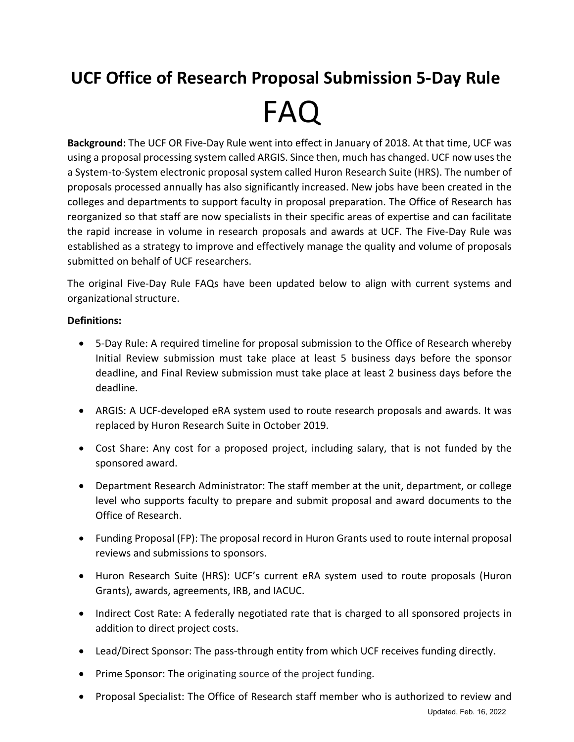# UCF Office of Research Proposal Submission 5-Day Rule

# FAQ

**Background:** The UCF OR Five-Day Rule went into effect in January of 2018. At that time, UCF was using a proposal processing system called ARGIS. Since then, much has changed. UCF now uses the a System-to-System electronic proposal system called Huron Research Suite (HRS). The number of proposals processed annually has also significantly increased. New jobs have been created in the colleges and departments to support faculty in proposal preparation. The Office of Research has reorganized so that staff are now specialists in their specific areas of expertise and can facilitate the rapid increase in volume in research proposals and awards at UCF. The Five-Day Rule was established as a strategy to improve and effectively manage the quality and volume of proposals submitted on behalf of UCF researchers.

The original Five-Day Rule FAQs have been updated below to align with current systems and organizational structure.

**Definitions:**

- 5-Day Rule: A required timeline for proposal submission to the Office of Research whereby Initial Review submission must take place at least 5 business days before the sponsor deadline, and Final Review submission must take place at least 2 business days before the deadline.
- ARGIS: A UCF-developed eRA system used to route research proposals and awards. It was replaced by Huron Research Suite in October 2019.
- Cost Share: Any cost for a proposed project, including salary, that is not funded by the sponsored award.
- Department Research Administrator: The staff member at the unit, department, or college level who supports faculty to prepare and submit proposal and award documents to the Office of Research.
- Funding Proposal (FP): The proposal record in Huron Grants used to route internal proposal reviews and submissions to sponsors.
- Huron Research Suite (HRS): UCF's current eRA system used to route proposals (Huron Grants), awards, agreements, IRB, and IACUC.
- Indirect Cost Rate: A federally negotiated rate that is charged to all sponsored projects in addition to direct project costs.
- Lead/Direct Sponsor: The pass-through entity from which UCF receives funding directly.
- Prime Sponsor: The originating source of the project funding.
- Proposal Specialist: The Office of Research staff member who is authorized to review and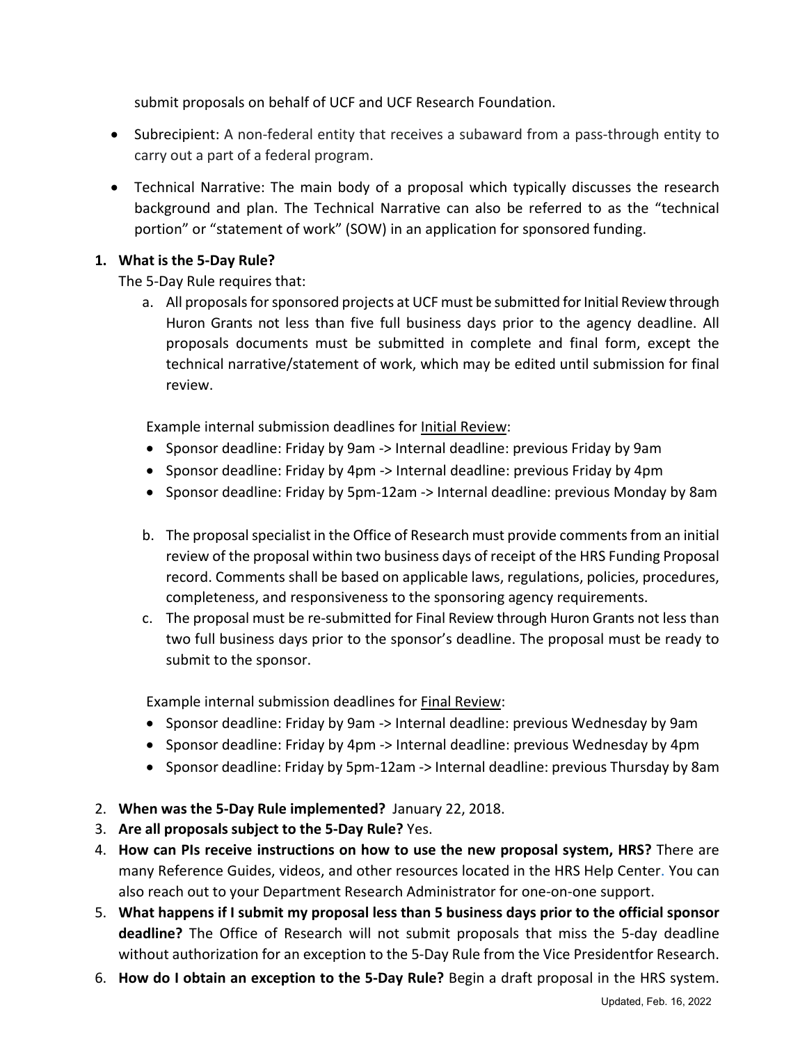submit proposals on behalf of UCF and UCF Research Foundation.

- Subrecipient: A non-federal entity that receives a subaward from a pass-through entity to carry out a part of a federal program.
- Technical Narrative: The main body of a proposal which typically discusses the research background and plan. The Technical Narrative can also be referred to as the "technical portion" or "statement of work" (SOW) in an application for sponsored funding.

1. **What is the 5-Day Rule?**

   The 5-Day Rule requires that:

   a. All proposals for sponsored projects at UCF must be submitted for Initial Review through Huron Grants not less than five full business days prior to the agency deadline. All proposals documents must be submitted in complete and final form, except the technical narrative/statement of work, which may be edited until submission for final review.

   Example internal submission deadlines for <u>Initial Review</u>:
   - Sponsor deadline: Friday by 9am -> Internal deadline: previous Friday by 9am
   - Sponsor deadline: Friday by 4pm -> Internal deadline: previous Friday by 4pm
   - Sponsor deadline: Friday by 5pm-12am -> Internal deadline: previous Monday by 8am

   b. The proposal specialist in the Office of Research must provide comments from an initial review of the proposal within two business days of receipt of the HRS Funding Proposal record. Comments shall be based on applicable laws, regulations, policies, procedures, completeness, and responsiveness to the sponsoring agency requirements.

   c. The proposal must be re-submitted for Final Review through Huron Grants not less than two full business days prior to the sponsor's deadline. The proposal must be ready to submit to the sponsor.

   Example internal submission deadlines for <u>Final Review</u>:
   - Sponsor deadline: Friday by 9am -> Internal deadline: previous Wednesday by 9am
   - Sponsor deadline: Friday by 4pm -> Internal deadline: previous Wednesday by 4pm
   - Sponsor deadline: Friday by 5pm-12am -> Internal deadline: previous Thursday by 8am

2. **When was the 5-Day Rule implemented?** January 22, 2018.
3. **Are all proposals subject to the 5-Day Rule?** Yes.
4. **How can PIs receive instructions on how to use the new proposal system, HRS?** There are many Reference Guides, videos, and other resources located in the HRS Help Center. You can also reach out to your Department Research Administrator for one-on-one support.
5. **What happens if I submit my proposal less than 5 business days prior to the official sponsor deadline?** The Office of Research will not submit proposals that miss the 5-day deadline without authorization for an exception to the 5-Day Rule from the Vice Presidentfor Research.
6. **How do I obtain an exception to the 5-Day Rule?** Begin a draft proposal in the HRS system.

Updated, Feb. 16, 2022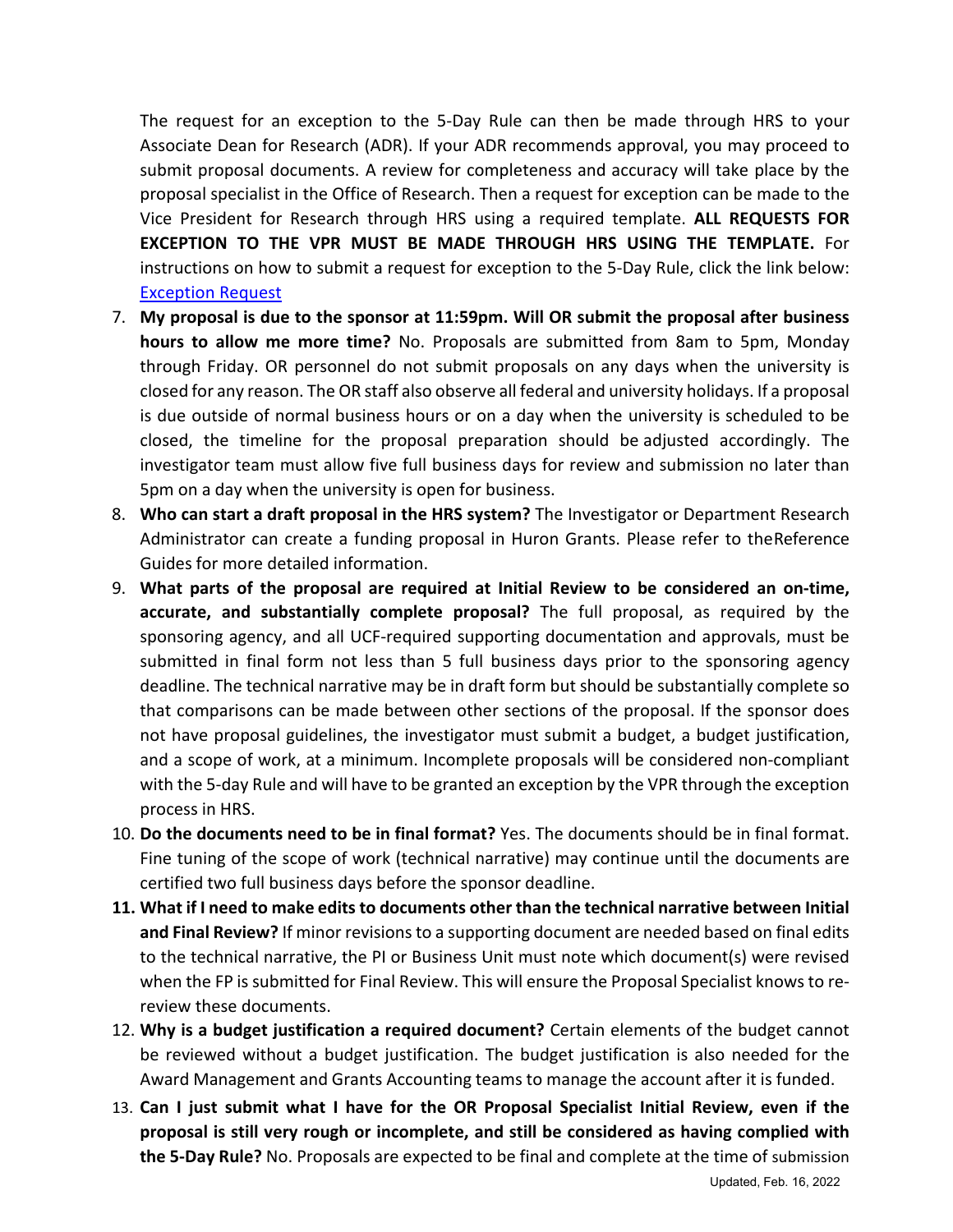The request for an exception to the 5-Day Rule can then be made through HRS to your Associate Dean for Research (ADR). If your ADR recommends approval, you may proceed to submit proposal documents. A review for completeness and accuracy will take place by the proposal specialist in the Office of Research. Then a request for exception can be made to the Vice President for Research through HRS using a required template. **ALL REQUESTS FOR EXCEPTION TO THE VPR MUST BE MADE THROUGH HRS USING THE TEMPLATE.** For instructions on how to submit a request for exception to the 5-Day Rule, click the link below: Exception Request

7. **My proposal is due to the sponsor at 11:59pm. Will OR submit the proposal after business hours to allow me more time?** No. Proposals are submitted from 8am to 5pm, Monday through Friday. OR personnel do not submit proposals on any days when the university is closed for any reason. The OR staff also observe all federal and university holidays. If a proposal is due outside of normal business hours or on a day when the university is scheduled to be closed, the timeline for the proposal preparation should be adjusted accordingly. The investigator team must allow five full business days for review and submission no later than 5pm on a day when the university is open for business.
8. **Who can start a draft proposal in the HRS system?** The Investigator or Department Research Administrator can create a funding proposal in Huron Grants. Please refer to theReference Guides for more detailed information.
9. **What parts of the proposal are required at Initial Review to be considered an on-time, accurate, and substantially complete proposal?** The full proposal, as required by the sponsoring agency, and all UCF-required supporting documentation and approvals, must be submitted in final form not less than 5 full business days prior to the sponsoring agency deadline. The technical narrative may be in draft form but should be substantially complete so that comparisons can be made between other sections of the proposal. If the sponsor does not have proposal guidelines, the investigator must submit a budget, a budget justification, and a scope of work, at a minimum. Incomplete proposals will be considered non-compliant with the 5-day Rule and will have to be granted an exception by the VPR through the exception process in HRS.
10. **Do the documents need to be in final format?** Yes. The documents should be in final format. Fine tuning of the scope of work (technical narrative) may continue until the documents are certified two full business days before the sponsor deadline.
11. **What if I need to make edits to documents other than the technical narrative between Initial and Final Review?** If minor revisions to a supporting document are needed based on final edits to the technical narrative, the PI or Business Unit must note which document(s) were revised when the FP is submitted for Final Review. This will ensure the Proposal Specialist knows to re-review these documents.
12. **Why is a budget justification a required document?** Certain elements of the budget cannot be reviewed without a budget justification. The budget justification is also needed for the Award Management and Grants Accounting teams to manage the account after it is funded.
13. **Can I just submit what I have for the OR Proposal Specialist Initial Review, even if the proposal is still very rough or incomplete, and still be considered as having complied with the 5-Day Rule?** No. Proposals are expected to be final and complete at the time of submission

Updated, Feb. 16, 2022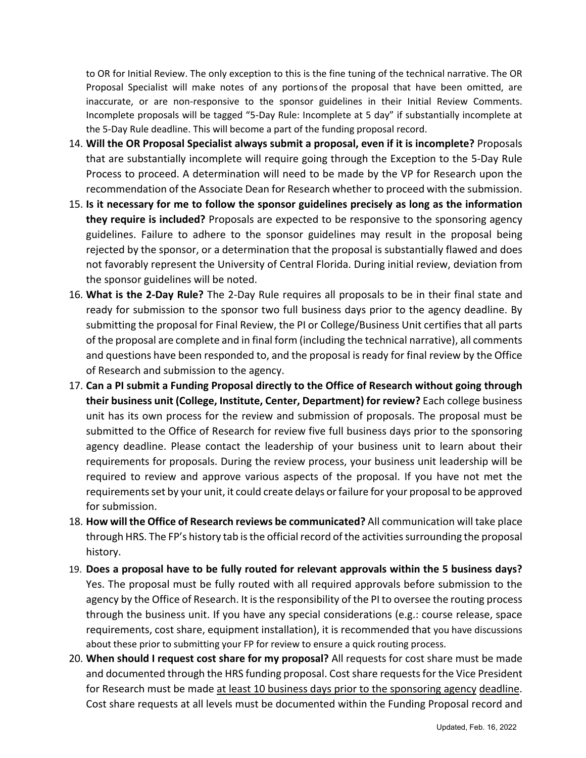to OR for Initial Review. The only exception to this is the fine tuning of the technical narrative. The OR Proposal Specialist will make notes of any portions of the proposal that have been omitted, are inaccurate, or are non-responsive to the sponsor guidelines in their Initial Review Comments. Incomplete proposals will be tagged "5-Day Rule: Incomplete at 5 day" if substantially incomplete at the 5-Day Rule deadline. This will become a part of the funding proposal record.

14. **Will the OR Proposal Specialist always submit a proposal, even if it is incomplete?** Proposals that are substantially incomplete will require going through the Exception to the 5-Day Rule Process to proceed. A determination will need to be made by the VP for Research upon the recommendation of the Associate Dean for Research whether to proceed with the submission.
15. **Is it necessary for me to follow the sponsor guidelines precisely as long as the information they require is included?** Proposals are expected to be responsive to the sponsoring agency guidelines. Failure to adhere to the sponsor guidelines may result in the proposal being rejected by the sponsor, or a determination that the proposal is substantially flawed and does not favorably represent the University of Central Florida. During initial review, deviation from the sponsor guidelines will be noted.
16. **What is the 2-Day Rule?** The 2-Day Rule requires all proposals to be in their final state and ready for submission to the sponsor two full business days prior to the agency deadline. By submitting the proposal for Final Review, the PI or College/Business Unit certifies that all parts of the proposal are complete and in final form (including the technical narrative), all comments and questions have been responded to, and the proposal is ready for final review by the Office of Research and submission to the agency.
17. **Can a PI submit a Funding Proposal directly to the Office of Research without going through their business unit (College, Institute, Center, Department) for review?** Each college business unit has its own process for the review and submission of proposals. The proposal must be submitted to the Office of Research for review five full business days prior to the sponsoring agency deadline. Please contact the leadership of your business unit to learn about their requirements for proposals. During the review process, your business unit leadership will be required to review and approve various aspects of the proposal. If you have not met the requirements set by your unit, it could create delays or failure for your proposal to be approved for submission.
18. **How will the Office of Research reviews be communicated?** All communication will take place through HRS. The FP's history tab is the official record of the activities surrounding the proposal history.
19. **Does a proposal have to be fully routed for relevant approvals within the 5 business days?** Yes. The proposal must be fully routed with all required approvals before submission to the agency by the Office of Research. It is the responsibility of the PI to oversee the routing process through the business unit. If you have any special considerations (e.g.: course release, space requirements, cost share, equipment installation), it is recommended that you have discussions about these prior to submitting your FP for review to ensure a quick routing process.
20. **When should I request cost share for my proposal?** All requests for cost share must be made and documented through the HRS funding proposal. Cost share requests for the Vice President for Research must be made <u>at least 10 business days prior to the sponsoring agency deadline</u>. Cost share requests at all levels must be documented within the Funding Proposal record and

Updated, Feb. 16, 2022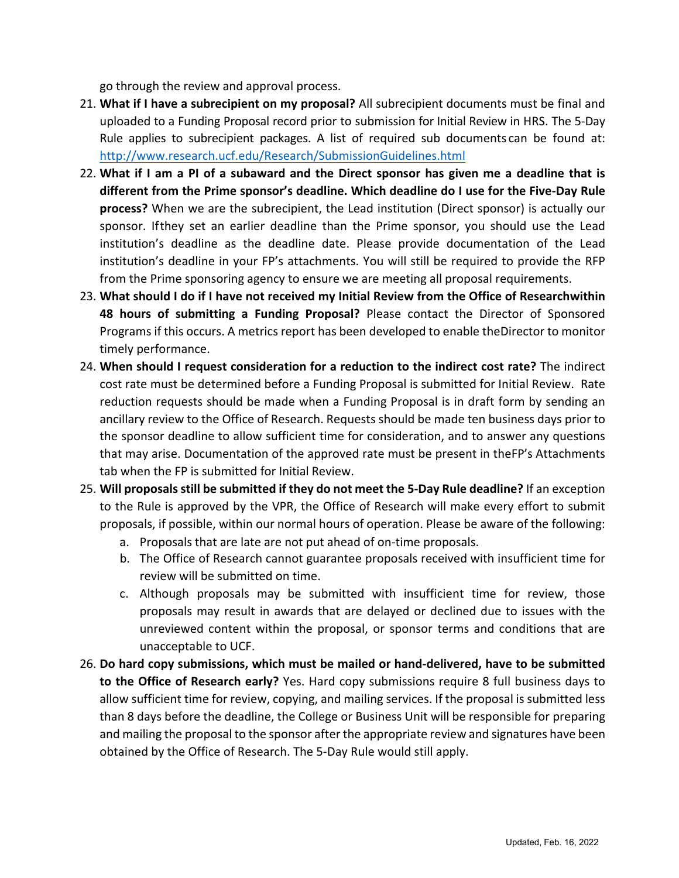go through the review and approval process.

21. **What if I have a subrecipient on my proposal?** All subrecipient documents must be final and uploaded to a Funding Proposal record prior to submission for Initial Review in HRS. The 5-Day Rule applies to subrecipient packages. A list of required sub documents can be found at: http://www.research.ucf.edu/Research/SubmissionGuidelines.html
22. **What if I am a PI of a subaward and the Direct sponsor has given me a deadline that is different from the Prime sponsor's deadline. Which deadline do I use for the Five-Day Rule process?** When we are the subrecipient, the Lead institution (Direct sponsor) is actually our sponsor. Ifthey set an earlier deadline than the Prime sponsor, you should use the Lead institution's deadline as the deadline date. Please provide documentation of the Lead institution's deadline in your FP's attachments. You will still be required to provide the RFP from the Prime sponsoring agency to ensure we are meeting all proposal requirements.
23. **What should I do if I have not received my Initial Review from the Office of Researchwithin 48 hours of submitting a Funding Proposal?** Please contact the Director of Sponsored Programs if this occurs. A metrics report has been developed to enable theDirector to monitor timely performance.
24. **When should I request consideration for a reduction to the indirect cost rate?** The indirect cost rate must be determined before a Funding Proposal is submitted for Initial Review. Rate reduction requests should be made when a Funding Proposal is in draft form by sending an ancillary review to the Office of Research. Requests should be made ten business days prior to the sponsor deadline to allow sufficient time for consideration, and to answer any questions that may arise. Documentation of the approved rate must be present in theFP's Attachments tab when the FP is submitted for Initial Review.
25. **Will proposals still be submitted if they do not meet the 5-Day Rule deadline?** If an exception to the Rule is approved by the VPR, the Office of Research will make every effort to submit proposals, if possible, within our normal hours of operation. Please be aware of the following:
    a. Proposals that are late are not put ahead of on-time proposals.
    b. The Office of Research cannot guarantee proposals received with insufficient time for review will be submitted on time.
    c. Although proposals may be submitted with insufficient time for review, those proposals may result in awards that are delayed or declined due to issues with the unreviewed content within the proposal, or sponsor terms and conditions that are unacceptable to UCF.
26. **Do hard copy submissions, which must be mailed or hand-delivered, have to be submitted to the Office of Research early?** Yes. Hard copy submissions require 8 full business days to allow sufficient time for review, copying, and mailing services. If the proposal is submitted less than 8 days before the deadline, the College or Business Unit will be responsible for preparing and mailing the proposal to the sponsor after the appropriate review and signatures have been obtained by the Office of Research. The 5-Day Rule would still apply.

Updated, Feb. 16, 2022